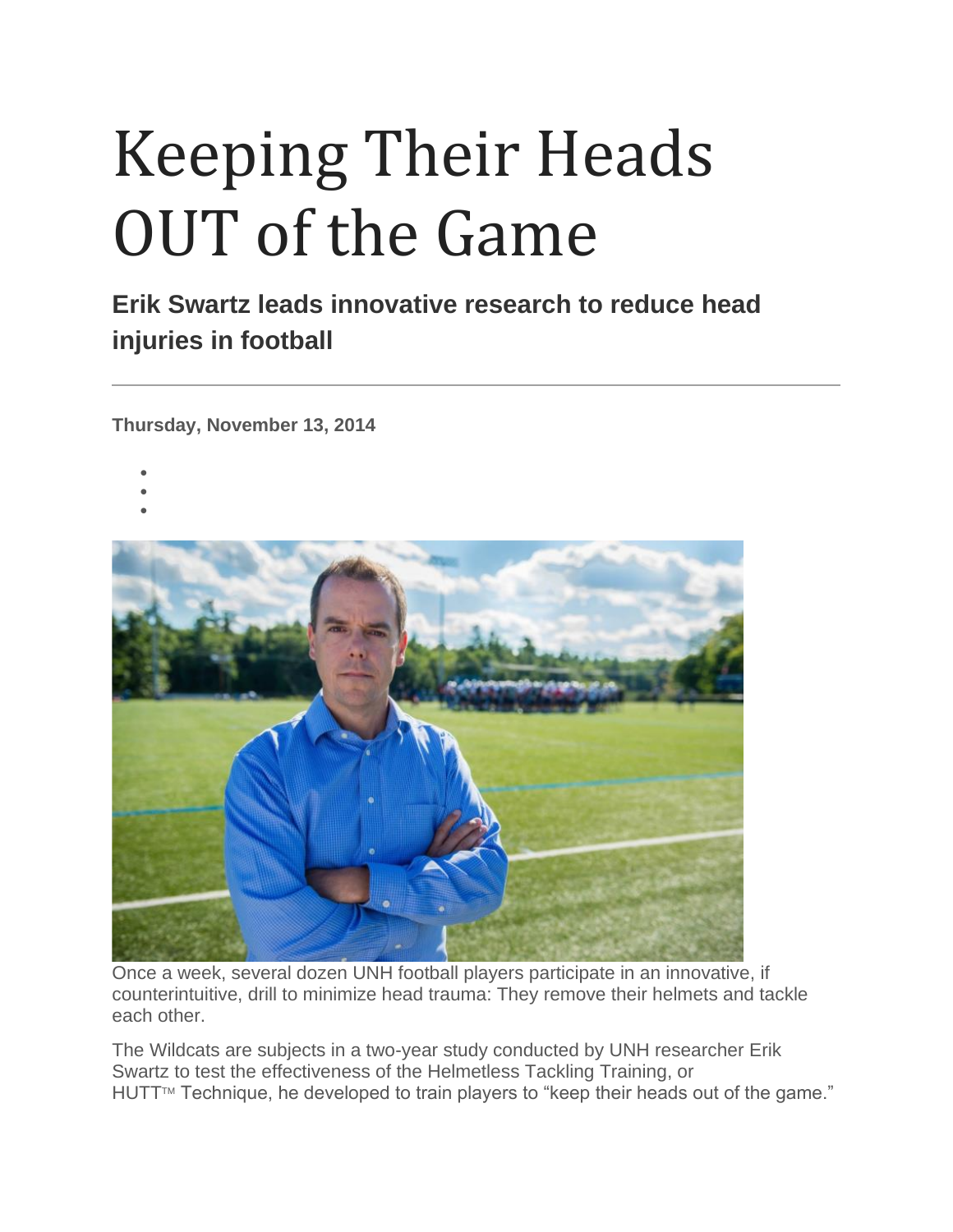# Keeping Their Heads OUT of the Game

### Erik Swartz leads innovative research to reduce head injuries in football

---

**Thursday, November 13, 2014**

Once a week, several dozen UNH football players participate in an innovative, if counterintuitive, drill to minimize head trauma: They remove their helmets and tackle each other.

The Wildcats are subjects in a two-year study conducted by UNH researcher Erik Swartz to test the effectiveness of the Helmetless Tackling Training, or HUTT™ Technique, he developed to train players to "keep their heads out of the game."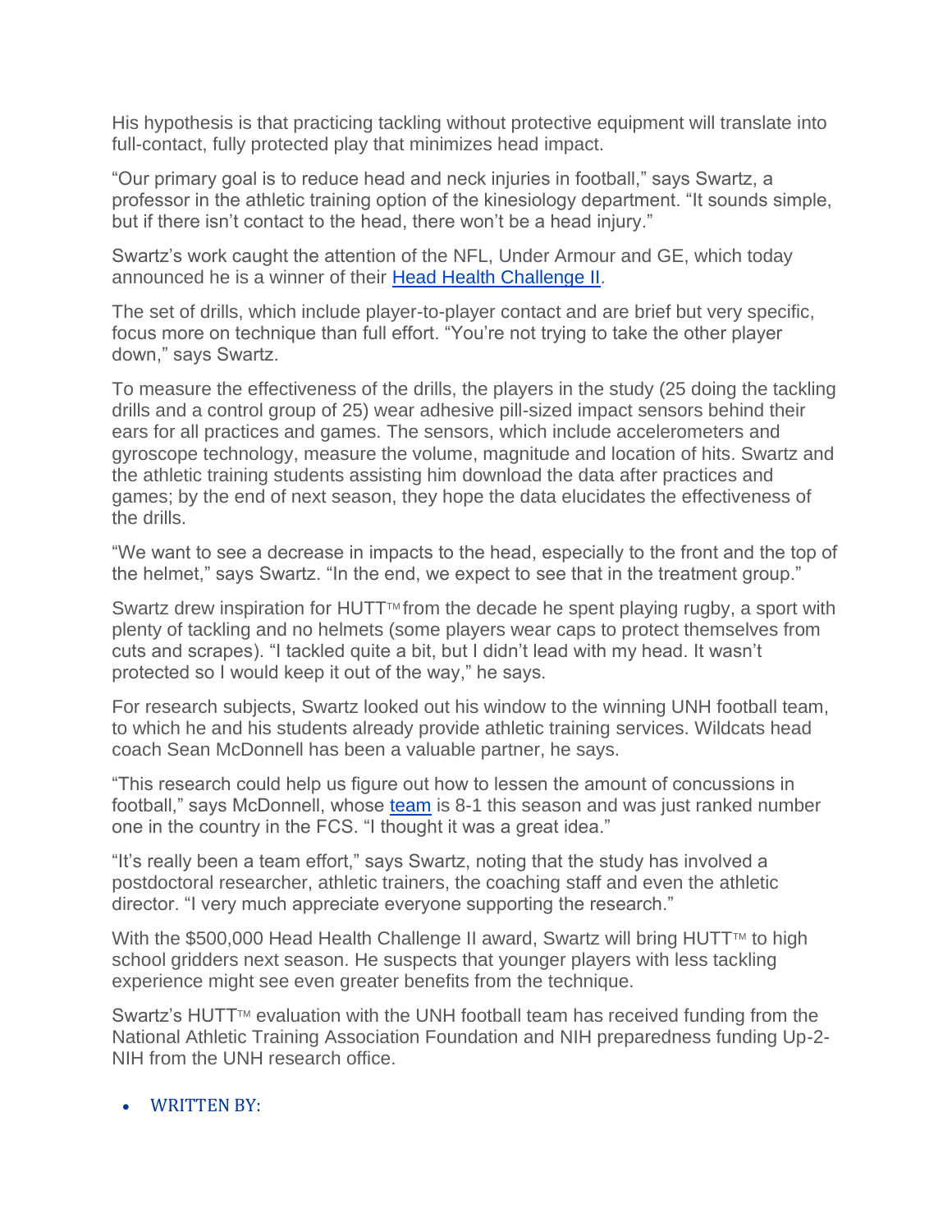His hypothesis is that practicing tackling without protective equipment will translate into full-contact, fully protected play that minimizes head impact.

"Our primary goal is to reduce head and neck injuries in football," says Swartz, a professor in the athletic training option of the kinesiology department. "It sounds simple, but if there isn't contact to the head, there won't be a head injury."

Swartz's work caught the attention of the NFL, Under Armour and GE, which today announced he is a winner of their [Head Health Challenge II](#).

The set of drills, which include player-to-player contact and are brief but very specific, focus more on technique than full effort. "You're not trying to take the other player down," says Swartz.

To measure the effectiveness of the drills, the players in the study (25 doing the tackling drills and a control group of 25) wear adhesive pill-sized impact sensors behind their ears for all practices and games. The sensors, which include accelerometers and gyroscope technology, measure the volume, magnitude and location of hits. Swartz and the athletic training students assisting him download the data after practices and games; by the end of next season, they hope the data elucidates the effectiveness of the drills.

"We want to see a decrease in impacts to the head, especially to the front and the top of the helmet," says Swartz. "In the end, we expect to see that in the treatment group."

Swartz drew inspiration for HUTT™ from the decade he spent playing rugby, a sport with plenty of tackling and no helmets (some players wear caps to protect themselves from cuts and scrapes). "I tackled quite a bit, but I didn't lead with my head. It wasn't protected so I would keep it out of the way," he says.

For research subjects, Swartz looked out his window to the winning UNH football team, to which he and his students already provide athletic training services. Wildcats head coach Sean McDonnell has been a valuable partner, he says.

"This research could help us figure out how to lessen the amount of concussions in football," says McDonnell, whose [team](#) is 8-1 this season and was just ranked number one in the country in the FCS. "I thought it was a great idea."

"It's really been a team effort," says Swartz, noting that the study has involved a postdoctoral researcher, athletic trainers, the coaching staff and even the athletic director. "I very much appreciate everyone supporting the research."

With the $500,000 Head Health Challenge II award, Swartz will bring HUTT™ to high school gridders next season. He suspects that younger players with less tackling experience might see even greater benefits from the technique.

Swartz's HUTT™ evaluation with the UNH football team has received funding from the National Athletic Training Association Foundation and NIH preparedness funding Up-2-NIH from the UNH research office.

- WRITTEN BY: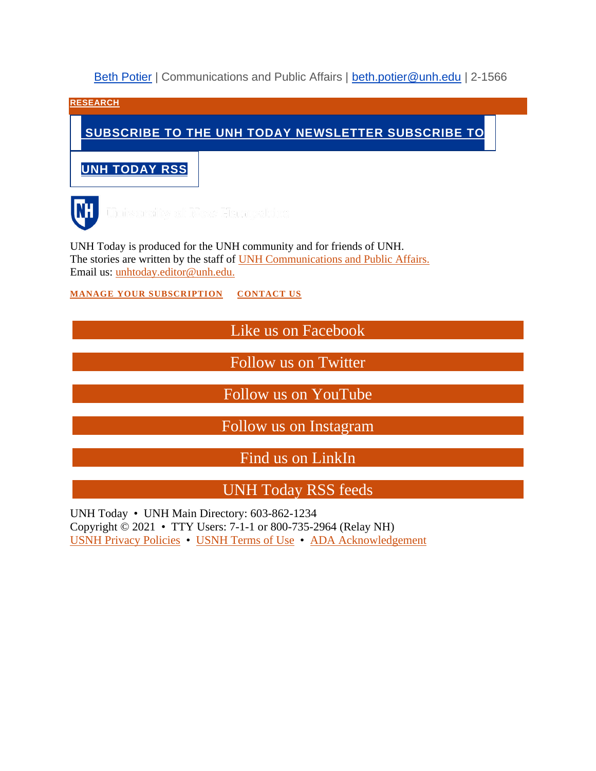Beth Potier | Communications and Public Affairs | beth.potier@unh.edu | 2-1566

RESEARCH

SUBSCRIBE TO THE UNH TODAY NEWSLETTER SUBSCRIBE TO

UNH TODAY RSS

University of New Hampshire

UNH Today is produced for the UNH community and for friends of UNH.
The stories are written by the staff of UNH Communications and Public Affairs.
Email us: unhtoday.editor@unh.edu.

MANAGE YOUR SUBSCRIPTION CONTACT US

Like us on Facebook

Follow us on Twitter

Follow us on YouTube

Follow us on Instagram

Find us on LinkIn

UNH Today RSS feeds

UNH Today • UNH Main Directory: 603-862-1234
Copyright © 2021 • TTY Users: 7-1-1 or 800-735-2964 (Relay NH)
USNH Privacy Policies • USNH Terms of Use • ADA Acknowledgement